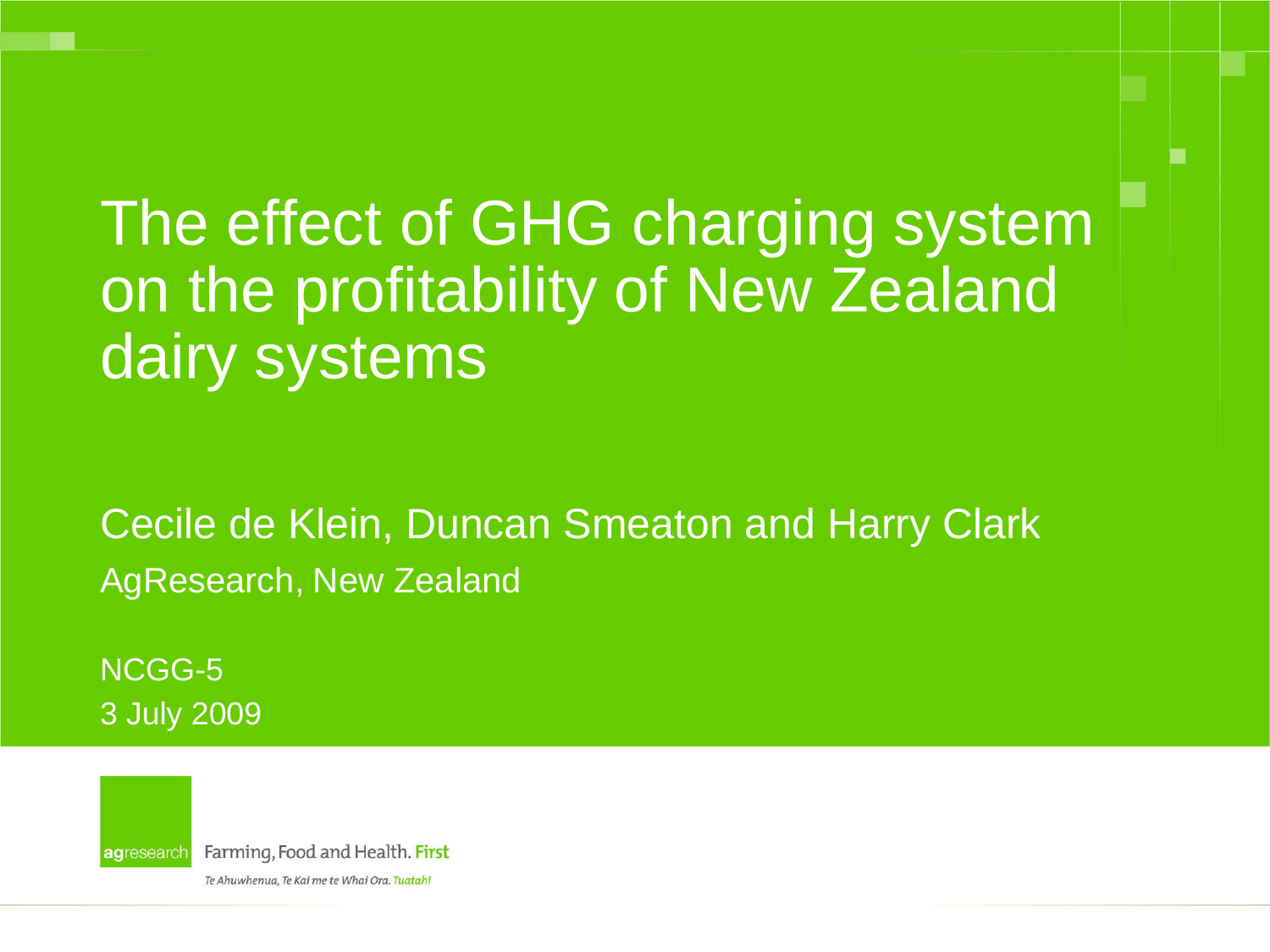# The effect of GHG charging system on the profitability of New Zealand dairy systems

Cecile de Klein, Duncan Smeaton and Harry Clark

AgResearch, New Zealand

NCGG-5

3 July 2009

agresearch Farming, Food and Health. First

*Te Ahuwhenua, Te Kai me te Whai Ora. Tuatahi*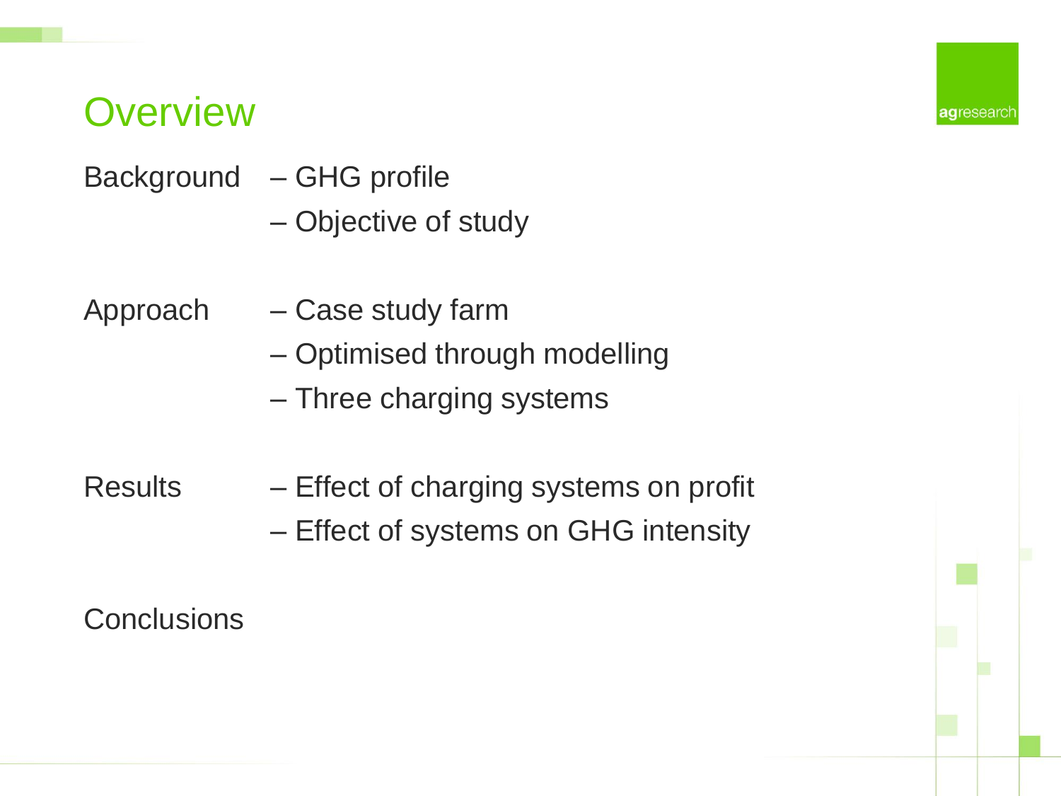# Overview

Background – GHG profile
– Objective of study

Approach – Case study farm
– Optimised through modelling
– Three charging systems

Results – Effect of charging systems on profit
– Effect of systems on GHG intensity

Conclusions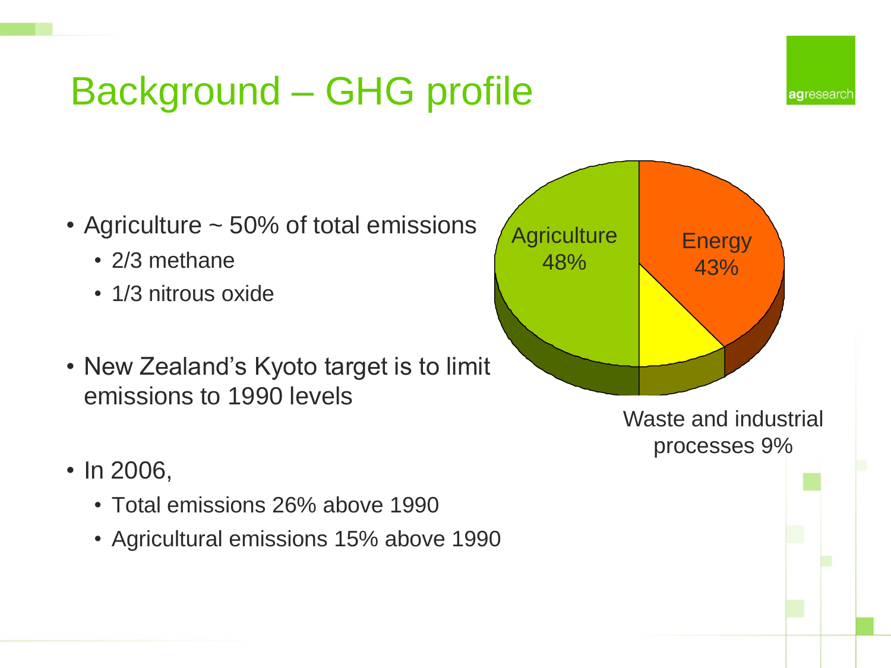# Background – GHG profile

- Agriculture ~ 50% of total emissions
  - 2/3 methane
  - 1/3 nitrous oxide
- New Zealand's Kyoto target is to limit emissions to 1990 levels
- In 2006,
  - Total emissions 26% above 1990
  - Agricultural emissions 15% above 1990

Agriculture 48%

Energy 43%

Waste and industrial processes 9%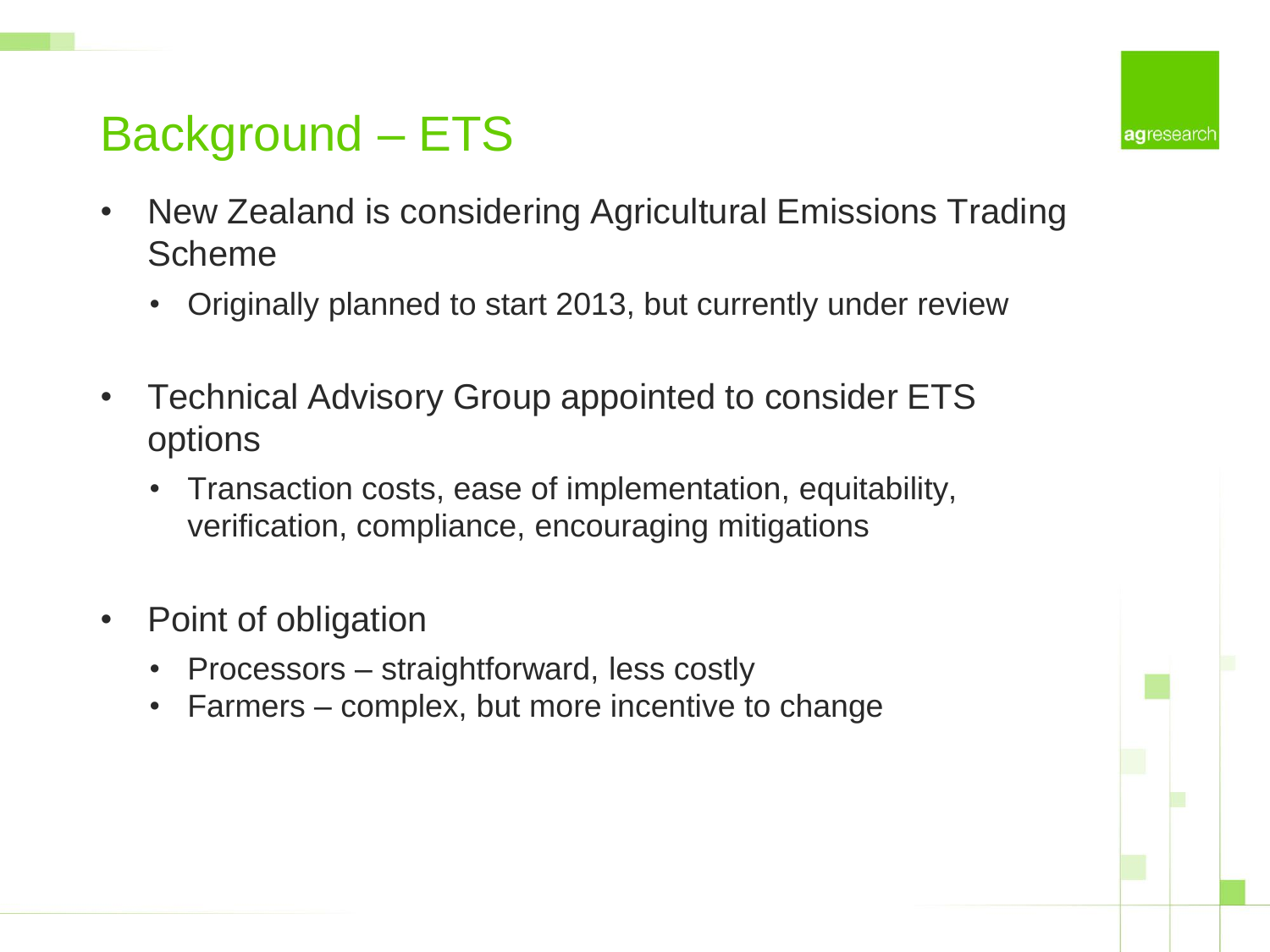# Background – ETS

- New Zealand is considering Agricultural Emissions Trading Scheme
  - Originally planned to start 2013, but currently under review
- Technical Advisory Group appointed to consider ETS options
  - Transaction costs, ease of implementation, equitability, verification, compliance, encouraging mitigations
- Point of obligation
  - Processors – straightforward, less costly
  - Farmers – complex, but more incentive to change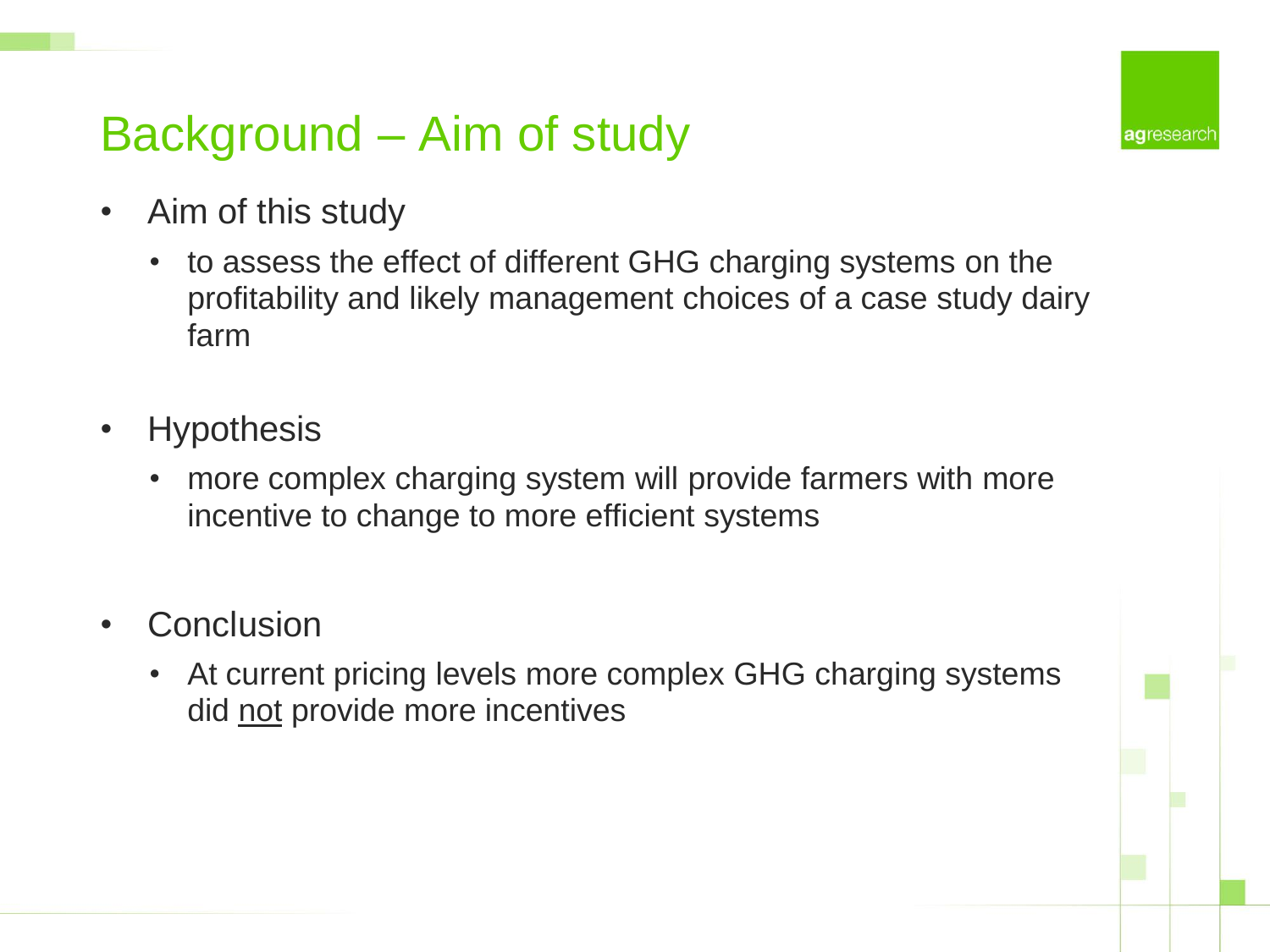# Background – Aim of study

- Aim of this study
  - to assess the effect of different GHG charging systems on the profitability and likely management choices of a case study dairy farm
- Hypothesis
  - more complex charging system will provide farmers with more incentive to change to more efficient systems
- Conclusion
  - At current pricing levels more complex GHG charging systems did <u>not</u> provide more incentives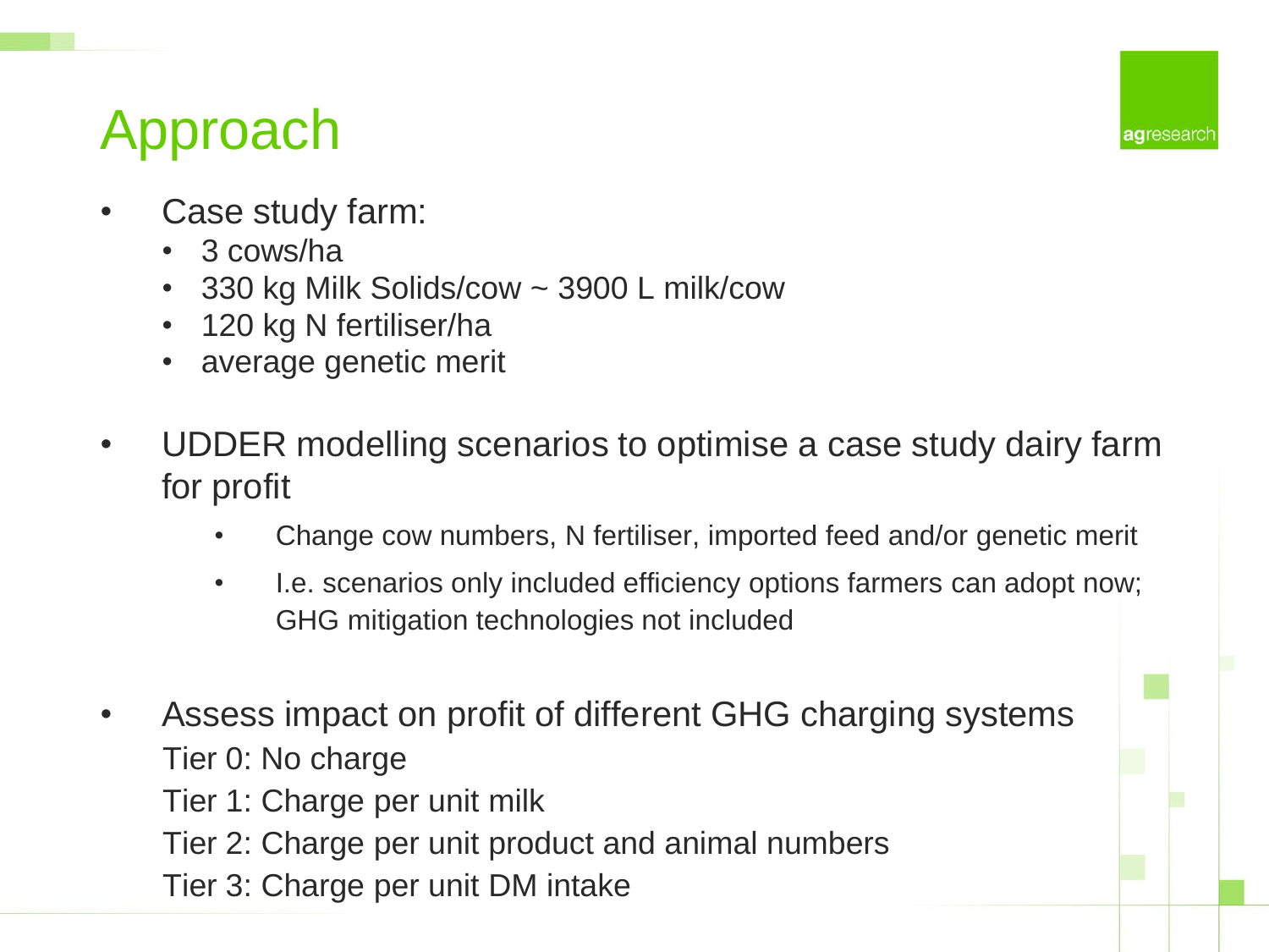# Approach

- Case study farm:
  - 3 cows/ha
  - 330 kg Milk Solids/cow ~ 3900 L milk/cow
  - 120 kg N fertiliser/ha
  - average genetic merit

- UDDER modelling scenarios to optimise a case study dairy farm for profit
  - Change cow numbers, N fertiliser, imported feed and/or genetic merit
  - I.e. scenarios only included efficiency options farmers can adopt now; GHG mitigation technologies not included

- Assess impact on profit of different GHG charging systems
  Tier 0: No charge
  Tier 1: Charge per unit milk
  Tier 2: Charge per unit product and animal numbers
  Tier 3: Charge per unit DM intake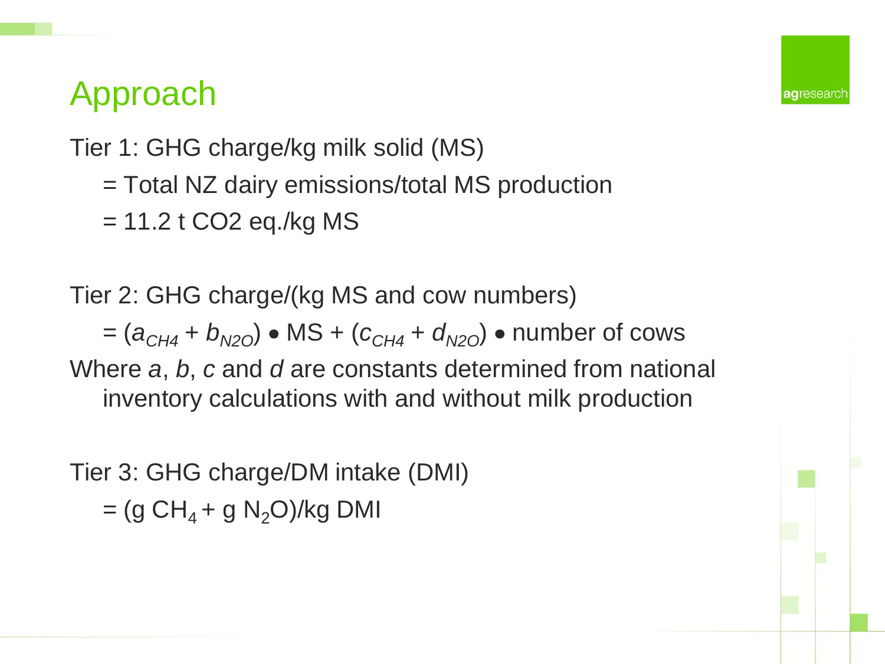# Approach

Tier 1: GHG charge/kg milk solid (MS)

= Total NZ dairy emissions/total MS production

= 11.2 t $CO_2$ eq./kg MS

Tier 2: GHG charge/(kg MS and cow numbers)

= $(a_{CH4} + b_{N2O}) \bullet \text{MS} + (c_{CH4} + d_{N2O}) \bullet \text{number of cows}$

Where *a*, *b*, *c* and *d* are constants determined from national inventory calculations with and without milk production

Tier 3: GHG charge/DM intake (DMI)

= (g $CH_4$ + g $N_2O$)/kg DMI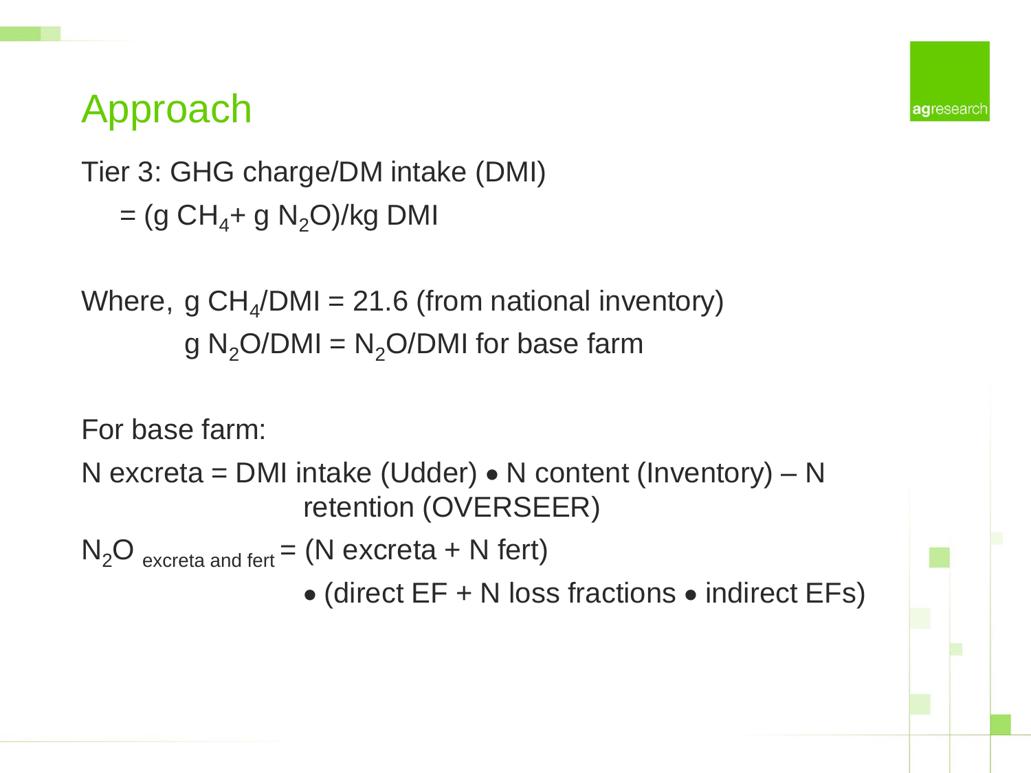# Approach

Tier 3: GHG charge/DM intake (DMI)

= (g $CH_4$+ g $N_2O$)/kg DMI

Where, g $CH_4$/DMI = 21.6 (from national inventory)

g $N_2O$/DMI = $N_2O$/DMI for base farm

For base farm:

N excreta = DMI intake (Udder) • N content (Inventory) – N retention (OVERSEER)

$N_2O$ $_{\text{excreta and fert}}$ = (N excreta + N fert) • (direct EF + N loss fractions • indirect EFs)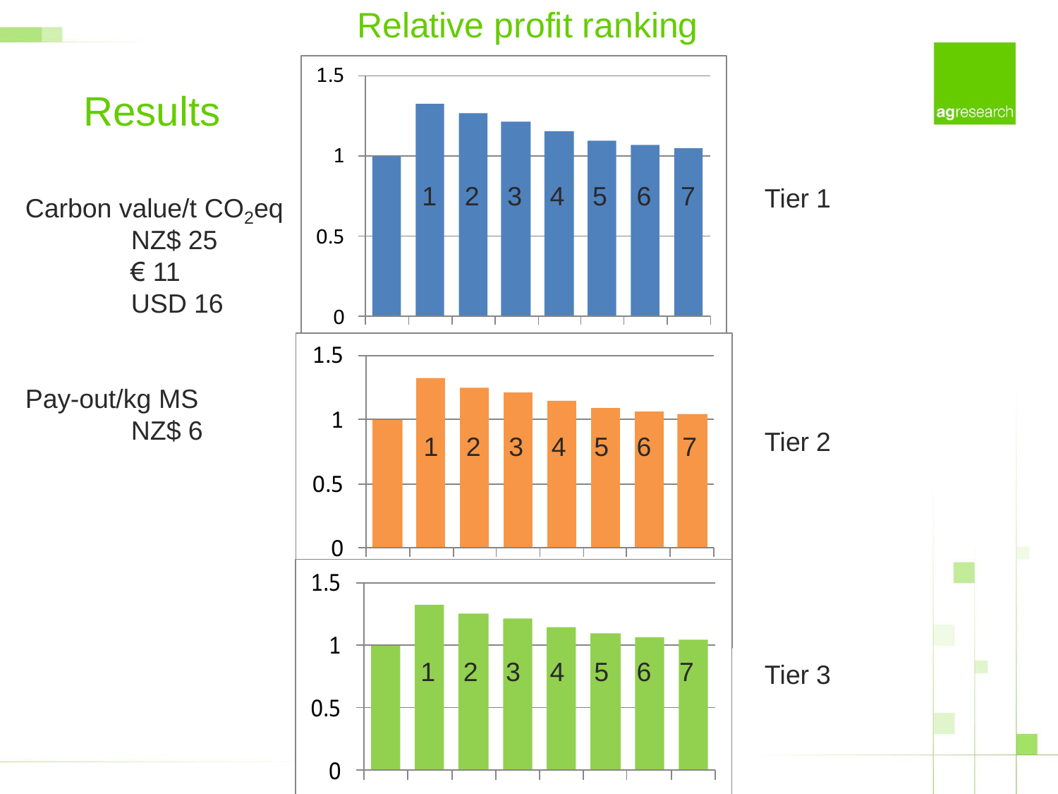# Results

## Relative profit ranking

Carbon value/t $CO_2$eq
- NZ$ 25
- € 11
- USD 16

Pay-out/kg MS
- NZ$ 6

Tier 1

Tier 2

Tier 3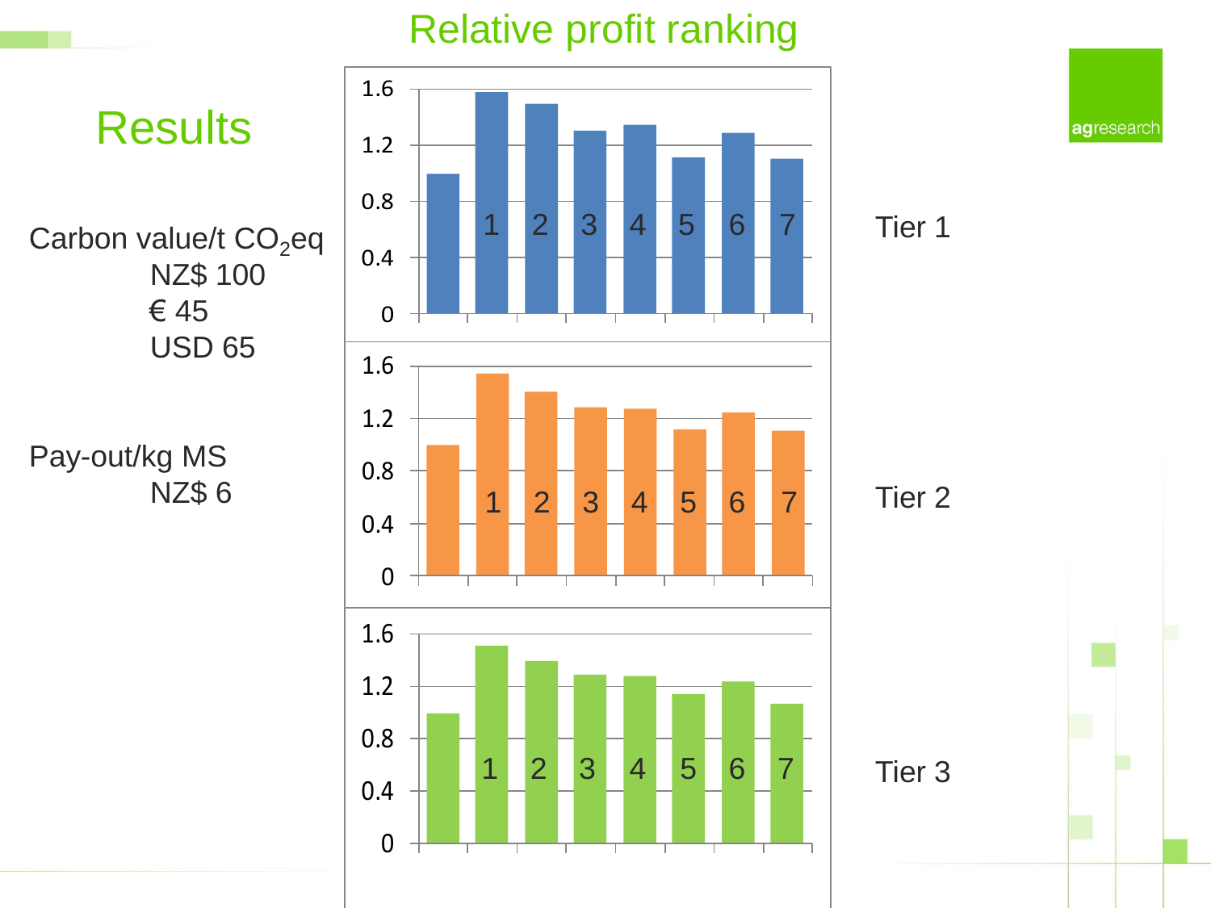# Results

Carbon value/t $CO_2$eq
NZ$ 100
€ 45
USD 65

Pay-out/kg MS
NZ$ 6

## Relative profit ranking

Tier 1

Tier 2

Tier 3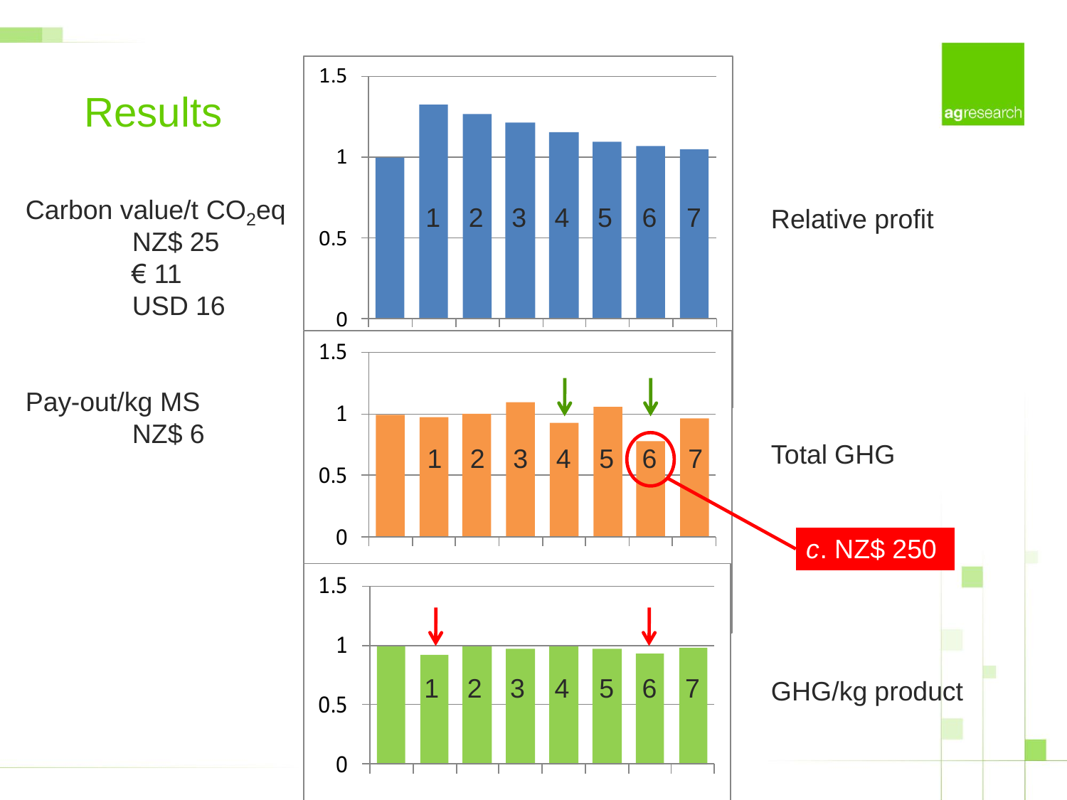# Results

Carbon value/t $CO_2$eq
NZ$ 25
€ 11
USD 16

Pay-out/kg MS
NZ$ 6

Relative profit

Total GHG

*c.* NZ$ 250

GHG/kg product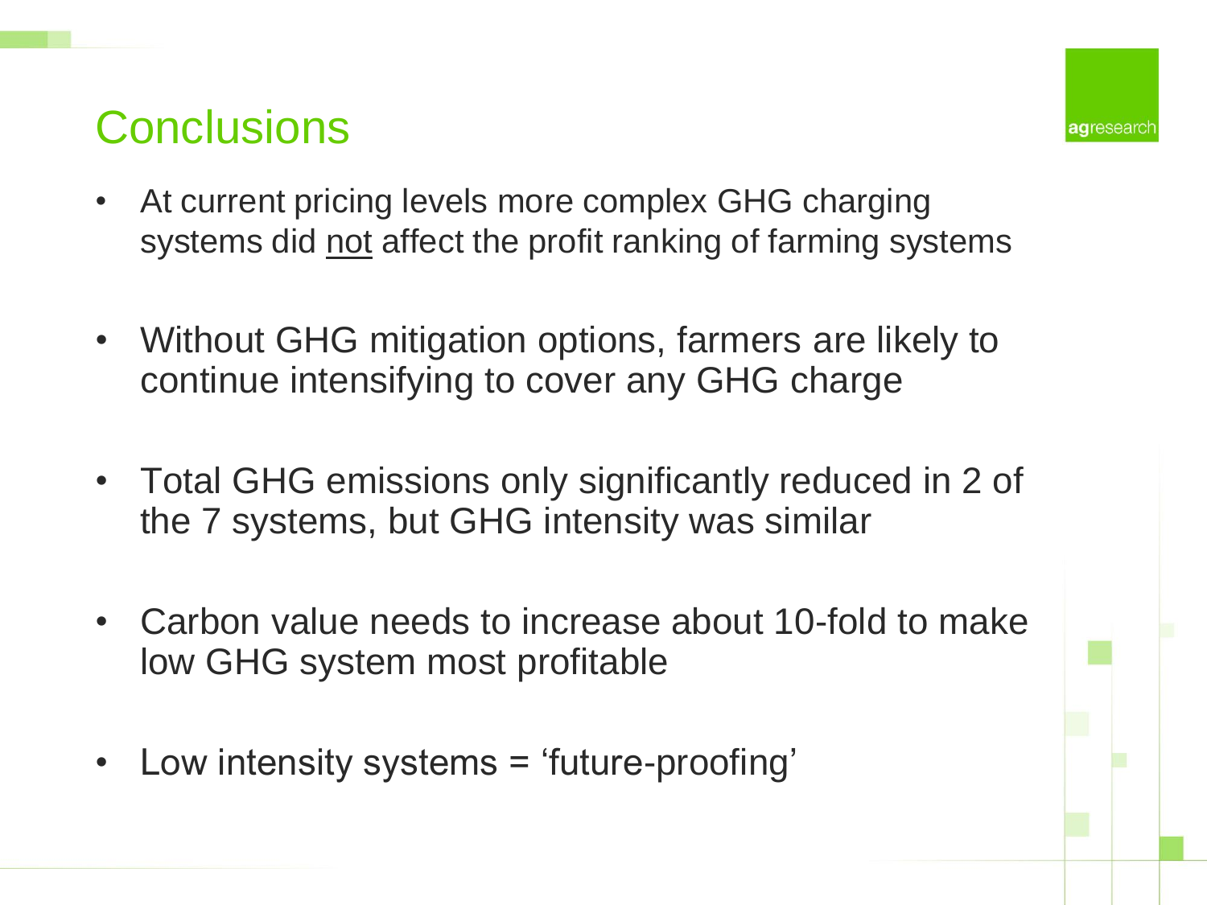# Conclusions

- At current pricing levels more complex GHG charging systems did <u>not</u> affect the profit ranking of farming systems
- Without GHG mitigation options, farmers are likely to continue intensifying to cover any GHG charge
- Total GHG emissions only significantly reduced in 2 of the 7 systems, but GHG intensity was similar
- Carbon value needs to increase about 10-fold to make low GHG system most profitable
- Low intensity systems = 'future-proofing'